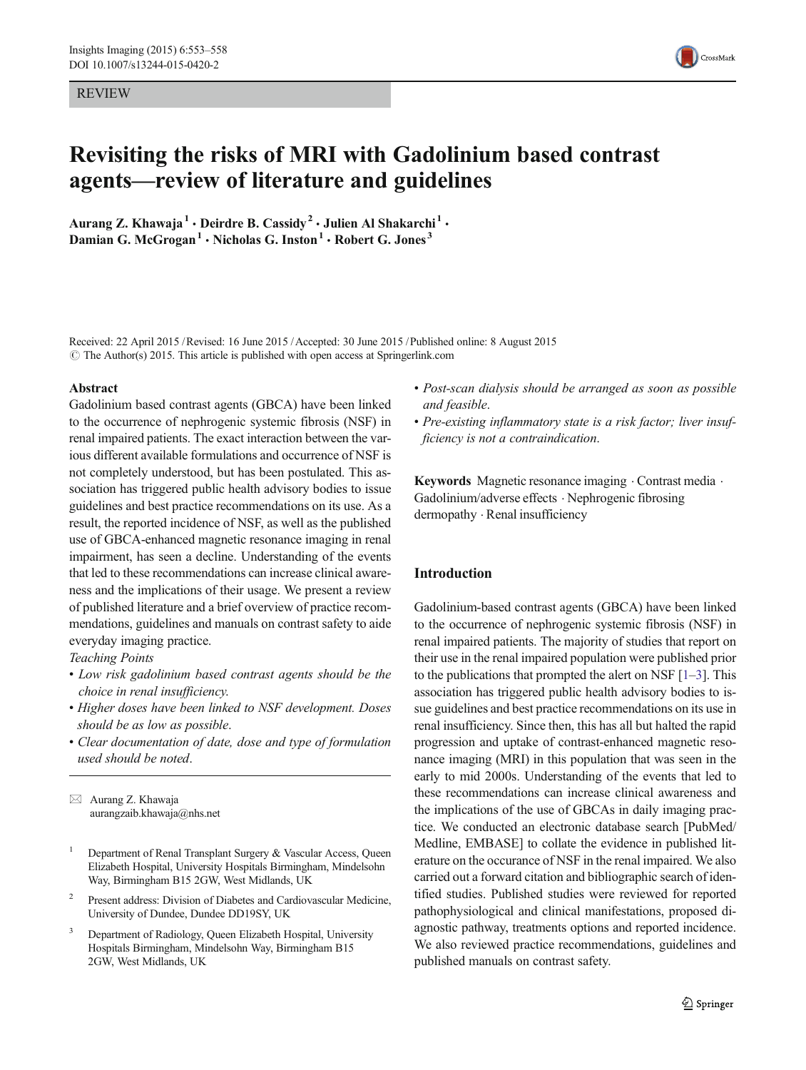REVIEW

# Revisiting the risks of MRI with Gadolinium based contrast agents—review of literature and guidelines

**Aurang Z. Khawaja** [1] · **Deirdre B. Cassidy** [2] · **Julien Al Shakarchi** [1] · **Damian G. McGrogan** [1] · **Nicholas G. Inston** [1] · **Robert G. Jones** [3]

Received: 22 April 2015 / Revised: 16 June 2015 / Accepted: 30 June 2015 / Published online: 8 August 2015
© The Author(s) 2015. This article is published with open access at Springerlink.com

## Abstract

Gadolinium based contrast agents (GBCA) have been linked to the occurrence of nephrogenic systemic fibrosis (NSF) in renal impaired patients. The exact interaction between the various different available formulations and occurrence of NSF is not completely understood, but has been postulated. This association has triggered public health advisory bodies to issue guidelines and best practice recommendations on its use. As a result, the reported incidence of NSF, as well as the published use of GBCA-enhanced magnetic resonance imaging in renal impairment, has seen a decline. Understanding of the events that led to these recommendations can increase clinical awareness and the implications of their usage. We present a review of published literature and a brief overview of practice recommendations, guidelines and manuals on contrast safety to aide everyday imaging practice.

*Teaching Points*

- *Low risk gadolinium based contrast agents should be the choice in renal insufficiency.*
- *Higher doses have been linked to NSF development. Doses should be as low as possible.*
- *Clear documentation of date, dose and type of formulation used should be noted.*
- *Post-scan dialysis should be arranged as soon as possible and feasible.*
- *Pre-existing inflammatory state is a risk factor; liver insufficiency is not a contraindication.*

**Keywords** Magnetic resonance imaging · Contrast media · Gadolinium/adverse effects · Nephrogenic fibrosing dermopathy · Renal insufficiency

✉ Aurang Z. Khawaja
aurangzaib.khawaja@nhs.net

[1] Department of Renal Transplant Surgery & Vascular Access, Queen Elizabeth Hospital, University Hospitals Birmingham, Mindelsohn Way, Birmingham B15 2GW, West Midlands, UK

[2] Present address: Division of Diabetes and Cardiovascular Medicine, University of Dundee, Dundee DD19SY, UK

[3] Department of Radiology, Queen Elizabeth Hospital, University Hospitals Birmingham, Mindelsohn Way, Birmingham B15 2GW, West Midlands, UK

## Introduction

Gadolinium-based contrast agents (GBCA) have been linked to the occurrence of nephrogenic systemic fibrosis (NSF) in renal impaired patients. The majority of studies that report on their use in the renal impaired population were published prior to the publications that prompted the alert on NSF [1–3]. This association has triggered public health advisory bodies to issue guidelines and best practice recommendations on its use in renal insufficiency. Since then, this has all but halted the rapid progression and uptake of contrast-enhanced magnetic resonance imaging (MRI) in this population that was seen in the early to mid 2000s. Understanding of the events that led to these recommendations can increase clinical awareness and the implications of the use of GBCAs in daily imaging practice. We conducted an electronic database search [PubMed/Medline, EMBASE] to collate the evidence in published literature on the occurance of NSF in the renal impaired. We also carried out a forward citation and bibliographic search of identified studies. Published studies were reviewed for reported pathophysiological and clinical manifestations, proposed diagnostic pathway, treatments options and reported incidence. We also reviewed practice recommendations, guidelines and published manuals on contrast safety.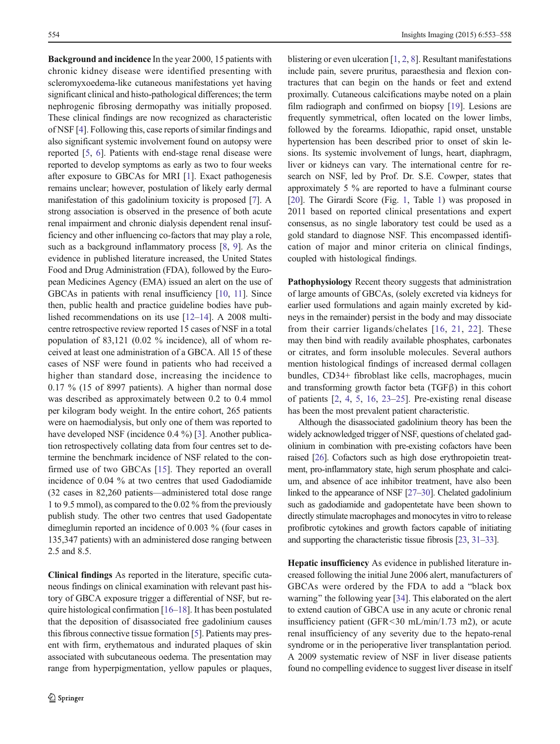**Background and incidence** In the year 2000, 15 patients with chronic kidney disease were identified presenting with scleromyxoedema-like cutaneous manifestations yet having significant clinical and histo-pathological differences; the term nephrogenic fibrosing dermopathy was initially proposed. These clinical findings are now recognized as characteristic of NSF [4]. Following this, case reports of similar findings and also significant systemic involvement found on autopsy were reported [5, 6]. Patients with end-stage renal disease were reported to develop symptoms as early as two to four weeks after exposure to GBCAs for MRI [1]. Exact pathogenesis remains unclear; however, postulation of likely early dermal manifestation of this gadolinium toxicity is proposed [7]. A strong association is observed in the presence of both acute renal impairment and chronic dialysis dependent renal insufficiency and other influencing co-factors that may play a role, such as a background inflammatory process [8, 9]. As the evidence in published literature increased, the United States Food and Drug Administration (FDA), followed by the European Medicines Agency (EMA) issued an alert on the use of GBCAs in patients with renal insufficiency [10, 11]. Since then, public health and practice guideline bodies have published recommendations on its use [12–14]. A 2008 multi-centre retrospective review reported 15 cases of NSF in a total population of 83,121 (0.02 % incidence), all of whom received at least one administration of a GBCA. All 15 of these cases of NSF were found in patients who had received a higher than standard dose, increasing the incidence to 0.17 % (15 of 8997 patients). A higher than normal dose was described as approximately between 0.2 to 0.4 mmol per kilogram body weight. In the entire cohort, 265 patients were on haemodialysis, but only one of them was reported to have developed NSF (incidence 0.4 %) [3]. Another publication retrospectively collating data from four centres set to determine the benchmark incidence of NSF related to the confirmed use of two GBCAs [15]. They reported an overall incidence of 0.04 % at two centres that used Gadodiamide (32 cases in 82,260 patients—administered total dose range 1 to 9.5 mmol), as compared to the 0.02 % from the previously publish study. The other two centres that used Gadopentate dimeglumin reported an incidence of 0.003 % (four cases in 135,347 patients) with an administered dose ranging between 2.5 and 8.5.

**Clinical findings** As reported in the literature, specific cutaneous findings on clinical examination with relevant past history of GBCA exposure trigger a differential of NSF, but require histological confirmation [16–18]. It has been postulated that the deposition of disassociated free gadolinium causes this fibrous connective tissue formation [5]. Patients may present with firm, erythematous and indurated plaques of skin associated with subcutaneous oedema. The presentation may range from hyperpigmentation, yellow papules or plaques, blistering or even ulceration [1, 2, 8]. Resultant manifestations include pain, severe pruritus, paraesthesia and flexion contractures that can begin on the hands or feet and extend proximally. Cutaneous calcifications maybe noted on a plain film radiograph and confirmed on biopsy [19]. Lesions are frequently symmetrical, often located on the lower limbs, followed by the forearms. Idiopathic, rapid onset, unstable hypertension has been described prior to onset of skin lesions. Its systemic involvement of lungs, heart, diaphragm, liver or kidneys can vary. The international centre for research on NSF, led by Prof. Dr. S.E. Cowper, states that approximately 5 % are reported to have a fulminant course [20]. The Girardi Score (Fig. 1, Table 1) was proposed in 2011 based on reported clinical presentations and expert consensus, as no single laboratory test could be used as a gold standard to diagnose NSF. This encompassed identification of major and minor criteria on clinical findings, coupled with histological findings.

**Pathophysiology** Recent theory suggests that administration of large amounts of GBCAs, (solely excreted via kidneys for earlier used formulations and again mainly excreted by kidneys in the remainder) persist in the body and may dissociate from their carrier ligands/chelates [16, 21, 22]. These may then bind with readily available phosphates, carbonates or citrates, and form insoluble molecules. Several authors mention histological findings of increased dermal collagen bundles, CD34+ fibroblast like cells, macrophages, mucin and transforming growth factor beta (TGFβ) in this cohort of patients [2, 4, 5, 16, 23–25]. Pre-existing renal disease has been the most prevalent patient characteristic.

Although the disassociated gadolinium theory has been the widely acknowledged trigger of NSF, questions of chelated gadolinium in combination with pre-existing cofactors have been raised [26]. Cofactors such as high dose erythropoietin treatment, pro-inflammatory state, high serum phosphate and calcium, and absence of ace inhibitor treatment, have also been linked to the appearance of NSF [27–30]. Chelated gadolinium such as gadodiamide and gadopentetate have been shown to directly stimulate macrophages and monocytes in vitro to release profibrotic cytokines and growth factors capable of initiating and supporting the characteristic tissue fibrosis [23, 31–33].

**Hepatic insufficiency** As evidence in published literature increased following the initial June 2006 alert, manufacturers of GBCAs were ordered by the FDA to add a "black box warning" the following year [34]. This elaborated on the alert to extend caution of GBCA use in any acute or chronic renal insufficiency patient (GFR<30 mL/min/1.73 m2), or acute renal insufficiency of any severity due to the hepato-renal syndrome or in the perioperative liver transplantation period. A 2009 systematic review of NSF in liver disease patients found no compelling evidence to suggest liver disease in itself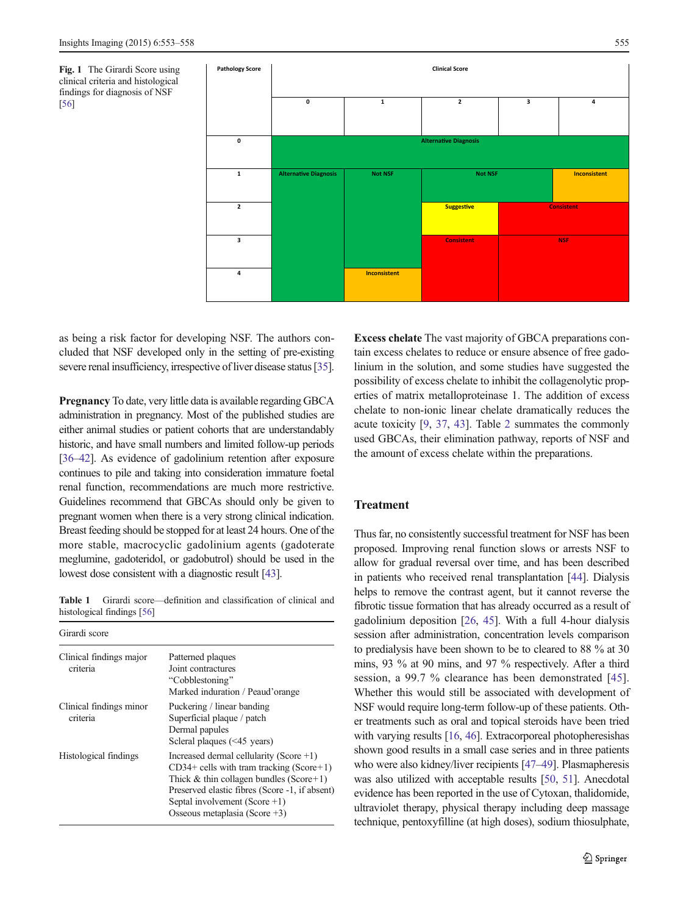Fig. 1 The Girardi Score using clinical criteria and histological findings for diagnosis of NSF [56]

| Pathology Score | Clinical Score 0 | 1 | 2 | 3 | 4 |
|---|---|---|---|---|---|
| 0 | Alternative Diagnosis | Alternative Diagnosis | Alternative Diagnosis | Alternative Diagnosis | Alternative Diagnosis |
| 1 | Alternative Diagnosis | Not NSF | Not NSF | Not NSF | Inconsistent |
| 2 | Alternative Diagnosis | Not NSF | Suggestive | Consistent | Consistent |
| 3 | Alternative Diagnosis | Not NSF | Consistent | NSF | NSF |
| 4 | Alternative Diagnosis | Inconsistent | Consistent | NSF | NSF |

as being a risk factor for developing NSF. The authors concluded that NSF developed only in the setting of pre-existing severe renal insufficiency, irrespective of liver disease status [35].

**Pregnancy** To date, very little data is available regarding GBCA administration in pregnancy. Most of the published studies are either animal studies or patient cohorts that are understandably historic, and have small numbers and limited follow-up periods [36–42]. As evidence of gadolinium retention after exposure continues to pile and taking into consideration immature foetal renal function, recommendations are much more restrictive. Guidelines recommend that GBCAs should only be given to pregnant women when there is a very strong clinical indication. Breast feeding should be stopped for at least 24 hours. One of the more stable, macrocyclic gadolinium agents (gadoterate meglumine, gadoteridol, or gadobutrol) should be used in the lowest dose consistent with a diagnostic result [43].

**Table 1** Girardi score—definition and classification of clinical and histological findings [56]

| Girardi score | |
|---|---|
| Clinical findings major criteria | Patterned plaques<br>Joint contractures<br>"Cobblestoning"<br>Marked induration / Peaud'orange |
| Clinical findings minor criteria | Puckering / linear banding<br>Superficial plaque / patch<br>Dermal papules<br>Scleral plaques (<45 years) |
| Histological findings | Increased dermal cellularity (Score +1)<br>CD34+ cells with tram tracking (Score+1)<br>Thick & thin collagen bundles (Score+1)<br>Preserved elastic fibres (Score -1, if absent)<br>Septal involvement (Score +1)<br>Osseous metaplasia (Score +3) |

**Excess chelate** The vast majority of GBCA preparations contain excess chelates to reduce or ensure absence of free gadolinium in the solution, and some studies have suggested the possibility of excess chelate to inhibit the collagenolytic properties of matrix metalloproteinase 1. The addition of excess chelate to non-ionic linear chelate dramatically reduces the acute toxicity [9, 37, 43]. Table 2 summates the commonly used GBCAs, their elimination pathway, reports of NSF and the amount of excess chelate within the preparations.

## Treatment

Thus far, no consistently successful treatment for NSF has been proposed. Improving renal function slows or arrests NSF to allow for gradual reversal over time, and has been described in patients who received renal transplantation [44]. Dialysis helps to remove the contrast agent, but it cannot reverse the fibrotic tissue formation that has already occurred as a result of gadolinium deposition [26, 45]. With a full 4-hour dialysis session after administration, concentration levels comparison to predialysis have been shown to be to cleared to 88 % at 30 mins, 93 % at 90 mins, and 97 % respectively. After a third session, a 99.7 % clearance has been demonstrated [45]. Whether this would still be associated with development of NSF would require long-term follow-up of these patients. Other treatments such as oral and topical steroids have been tried with varying results [16, 46]. Extracorporeal photopheresishas shown good results in a small case series and in three patients who were also kidney/liver recipients [47–49]. Plasmapheresis was also utilized with acceptable results [50, 51]. Anecdotal evidence has been reported in the use of Cytoxan, thalidomide, ultraviolet therapy, physical therapy including deep massage technique, pentoxyfilline (at high doses), sodium thiosulphate,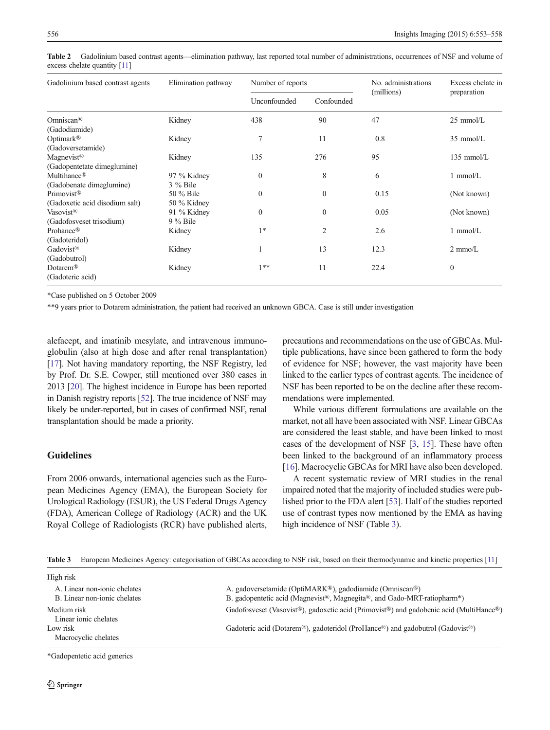**Table 2** Gadolinium based contrast agents—elimination pathway, last reported total number of administrations, occurrences of NSF and volume of excess chelate quantity [11]

| Gadolinium based contrast agents | Elimination pathway | Number of reports | | No. administrations (millions) | Excess chelate in preparation |
|---|---|---|---|---|---|
| | | Unconfounded | Confounded | | |
| Omniscan® (Gadodiamide) | Kidney | 438 | 90 | 47 | 25 mmol/L |
| Optimark® (Gadoversetamide) | Kidney | 7 | 11 | 0.8 | 35 mmol/L |
| Magnevist® (Gadopentetate dimeglumine) | Kidney | 135 | 276 | 95 | 135 mmol/L |
| Multihance® (Gadobenate dimeglumine) | 97 % Kidney 3 % Bile | 0 | 8 | 6 | 1 mmol/L |
| Primovist® (Gadoxetic acid disodium salt) | 50 % Bile 50 % Kidney | 0 | 0 | 0.15 | (Not known) |
| Vasovist® (Gadofosveset trisodium) | 91 % Kidney 9 % Bile | 0 | 0 | 0.05 | (Not known) |
| Prohance® (Gadoteridol) | Kidney | 1* | 2 | 2.6 | 1 mmol/L |
| Gadovist® (Gadobutrol) | Kidney | 1 | 13 | 12.3 | 2 mmo/L |
| Dotarem® (Gadoteric acid) | Kidney | 1** | 11 | 22.4 | 0 |

*Case published on 5 October 2009

**9 years prior to Dotarem administration, the patient had received an unknown GBCA. Case is still under investigation

alefacept, and imatinib mesylate, and intravenous immunoglobulin (also at high dose and after renal transplantation) [17]. Not having mandatory reporting, the NSF Registry, led by Prof. Dr. S.E. Cowper, still mentioned over 380 cases in 2013 [20]. The highest incidence in Europe has been reported in Danish registry reports [52]. The true incidence of NSF may likely be under-reported, but in cases of confirmed NSF, renal transplantation should be made a priority.

## Guidelines

From 2006 onwards, international agencies such as the European Medicines Agency (EMA), the European Society for Urological Radiology (ESUR), the US Federal Drugs Agency (FDA), American College of Radiology (ACR) and the UK Royal College of Radiologists (RCR) have published alerts, precautions and recommendations on the use of GBCAs. Multiple publications, have since been gathered to form the body of evidence for NSF; however, the vast majority have been linked to the earlier types of contrast agents. The incidence of NSF has been reported to be on the decline after these recommendations were implemented.

While various different formulations are available on the market, not all have been associated with NSF. Linear GBCAs are considered the least stable, and have been linked to most cases of the development of NSF [3, 15]. These have often been linked to the background of an inflammatory process [16]. Macrocyclic GBCAs for MRI have also been developed.

A recent systematic review of MRI studies in the renal impaired noted that the majority of included studies were published prior to the FDA alert [53]. Half of the studies reported use of contrast types now mentioned by the EMA as having high incidence of NSF (Table 3).

**Table 3** European Medicines Agency: categorisation of GBCAs according to NSF risk, based on their thermodynamic and kinetic properties [11]

| | |
|---|---|
| High risk | |
| A. Linear non-ionic chelates | A. gadoversetamide (OptiMARK®), gadodiamide (Omniscan®) |
| B. Linear non-ionic chelates | B. gadopentetic acid (Magnevist®, Magnegita®, and Gado-MRT-ratiopharm*) |
| Medium risk<br>Linear ionic chelates | Gadofosveset (Vasovist®), gadoxetic acid (Primovist®) and gadobenic acid (MultiHance®) |
| Low risk<br>Macrocyclic chelates | Gadoteric acid (Dotarem®), gadoteridol (ProHance®) and gadobutrol (Gadovist®) |

*Gadopentetic acid generics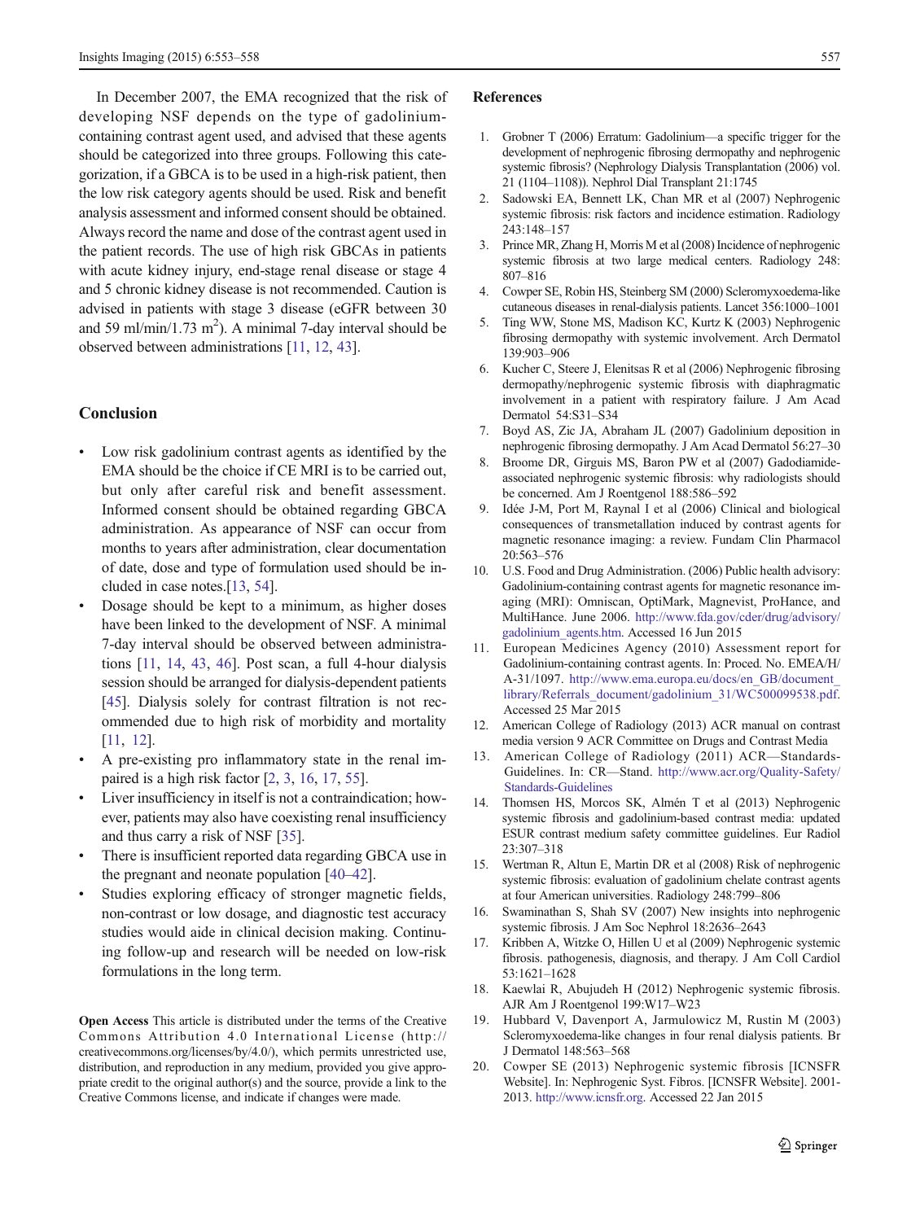In December 2007, the EMA recognized that the risk of developing NSF depends on the type of gadolinium-containing contrast agent used, and advised that these agents should be categorized into three groups. Following this categorization, if a GBCA is to be used in a high-risk patient, then the low risk category agents should be used. Risk and benefit analysis assessment and informed consent should be obtained. Always record the name and dose of the contrast agent used in the patient records. The use of high risk GBCAs in patients with acute kidney injury, end-stage renal disease or stage 4 and 5 chronic kidney disease is not recommended. Caution is advised in patients with stage 3 disease (eGFR between 30 and 59 ml/min/1.73 $m^2$). A minimal 7-day interval should be observed between administrations [11, 12, 43].

## Conclusion

- Low risk gadolinium contrast agents as identified by the EMA should be the choice if CE MRI is to be carried out, but only after careful risk and benefit assessment. Informed consent should be obtained regarding GBCA administration. As appearance of NSF can occur from months to years after administration, clear documentation of date, dose and type of formulation used should be included in case notes.[13, 54].
- Dosage should be kept to a minimum, as higher doses have been linked to the development of NSF. A minimal 7-day interval should be observed between administrations [11, 14, 43, 46]. Post scan, a full 4-hour dialysis session should be arranged for dialysis-dependent patients [45]. Dialysis solely for contrast filtration is not recommended due to high risk of morbidity and mortality [11, 12].
- A pre-existing pro inflammatory state in the renal impaired is a high risk factor [2, 3, 16, 17, 55].
- Liver insufficiency in itself is not a contraindication; however, patients may also have coexisting renal insufficiency and thus carry a risk of NSF [35].
- There is insufficient reported data regarding GBCA use in the pregnant and neonate population [40–42].
- Studies exploring efficacy of stronger magnetic fields, non-contrast or low dosage, and diagnostic test accuracy studies would aide in clinical decision making. Continuing follow-up and research will be needed on low-risk formulations in the long term.

**Open Access** This article is distributed under the terms of the Creative Commons Attribution 4.0 International License (http://creativecommons.org/licenses/by/4.0/), which permits unrestricted use, distribution, and reproduction in any medium, provided you give appropriate credit to the original author(s) and the source, provide a link to the Creative Commons license, and indicate if changes were made.

## References

1. Grobner T (2006) Erratum: Gadolinium—a specific trigger for the development of nephrogenic fibrosing dermopathy and nephrogenic systemic fibrosis? (Nephrology Dialysis Transplantation (2006) vol. 21 (1104–1108)). Nephrol Dial Transplant 21:1745
2. Sadowski EA, Bennett LK, Chan MR et al (2007) Nephrogenic systemic fibrosis: risk factors and incidence estimation. Radiology 243:148–157
3. Prince MR, Zhang H, Morris M et al (2008) Incidence of nephrogenic systemic fibrosis at two large medical centers. Radiology 248: 807–816
4. Cowper SE, Robin HS, Steinberg SM (2000) Scleromyxoedema-like cutaneous diseases in renal-dialysis patients. Lancet 356:1000–1001
5. Ting WW, Stone MS, Madison KC, Kurtz K (2003) Nephrogenic fibrosing dermopathy with systemic involvement. Arch Dermatol 139:903–906
6. Kucher C, Steere J, Elenitsas R et al (2006) Nephrogenic fibrosing dermopathy/nephrogenic systemic fibrosis with diaphragmatic involvement in a patient with respiratory failure. J Am Acad Dermatol 54:S31–S34
7. Boyd AS, Zic JA, Abraham JL (2007) Gadolinium deposition in nephrogenic fibrosing dermopathy. J Am Acad Dermatol 56:27–30
8. Broome DR, Girguis MS, Baron PW et al (2007) Gadodiamide-associated nephrogenic systemic fibrosis: why radiologists should be concerned. Am J Roentgenol 188:586–592
9. Idée J-M, Port M, Raynal I et al (2006) Clinical and biological consequences of transmetallation induced by contrast agents for magnetic resonance imaging: a review. Fundam Clin Pharmacol 20:563–576
10. U.S. Food and Drug Administration. (2006) Public health advisory: Gadolinium-containing contrast agents for magnetic resonance imaging (MRI): Omniscan, OptiMark, Magnevist, ProHance, and MultiHance. June 2006. http://www.fda.gov/cder/drug/advisory/gadolinium_agents.htm. Accessed 16 Jun 2015
11. European Medicines Agency (2010) Assessment report for Gadolinium-containing contrast agents. In: Proced. No. EMEA/H/A-31/1097. http://www.ema.europa.eu/docs/en_GB/document_library/Referrals_document/gadolinium_31/WC500099538.pdf. Accessed 25 Mar 2015
12. American College of Radiology (2013) ACR manual on contrast media version 9 ACR Committee on Drugs and Contrast Media
13. American College of Radiology (2011) ACR—Standards-Guidelines. In: CR—Stand. http://www.acr.org/Quality-Safety/Standards-Guidelines
14. Thomsen HS, Morcos SK, Almén T et al (2013) Nephrogenic systemic fibrosis and gadolinium-based contrast media: updated ESUR contrast medium safety committee guidelines. Eur Radiol 23:307–318
15. Wertman R, Altun E, Martin DR et al (2008) Risk of nephrogenic systemic fibrosis: evaluation of gadolinium chelate contrast agents at four American universities. Radiology 248:799–806
16. Swaminathan S, Shah SV (2007) New insights into nephrogenic systemic fibrosis. J Am Soc Nephrol 18:2636–2643
17. Kribben A, Witzke O, Hillen U et al (2009) Nephrogenic systemic fibrosis. pathogenesis, diagnosis, and therapy. J Am Coll Cardiol 53:1621–1628
18. Kaewlai R, Abujudeh H (2012) Nephrogenic systemic fibrosis. AJR Am J Roentgenol 199:W17–W23
19. Hubbard V, Davenport A, Jarmulowicz M, Rustin M (2003) Scleromyxoedema-like changes in four renal dialysis patients. Br J Dermatol 148:563–568
20. Cowper SE (2013) Nephrogenic systemic fibrosis [ICNSFR Website]. In: Nephrogenic Syst. Fibros. [ICNSFR Website]. 2001-2013. http://www.icnsfr.org. Accessed 22 Jan 2015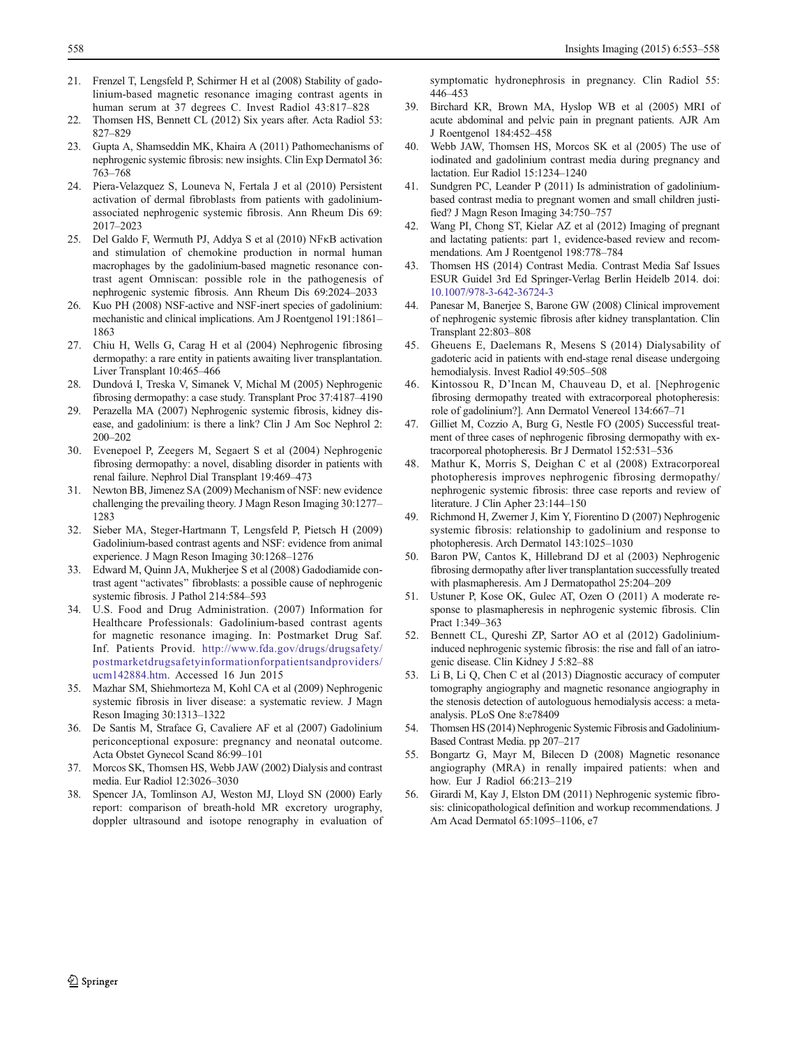21. Frenzel T, Lengsfeld P, Schirmer H et al (2008) Stability of gadolinium-based magnetic resonance imaging contrast agents in human serum at 37 degrees C. Invest Radiol 43:817–828
22. Thomsen HS, Bennett CL (2012) Six years after. Acta Radiol 53: 827–829
23. Gupta A, Shamseddin MK, Khaira A (2011) Pathomechanisms of nephrogenic systemic fibrosis: new insights. Clin Exp Dermatol 36: 763–768
24. Piera-Velazquez S, Louneva N, Fertala J et al (2010) Persistent activation of dermal fibroblasts from patients with gadolinium-associated nephrogenic systemic fibrosis. Ann Rheum Dis 69: 2017–2023
25. Del Galdo F, Wermuth PJ, Addya S et al (2010) NFκB activation and stimulation of chemokine production in normal human macrophages by the gadolinium-based magnetic resonance contrast agent Omniscan: possible role in the pathogenesis of nephrogenic systemic fibrosis. Ann Rheum Dis 69:2024–2033
26. Kuo PH (2008) NSF-active and NSF-inert species of gadolinium: mechanistic and clinical implications. Am J Roentgenol 191:1861–1863
27. Chiu H, Wells G, Carag H et al (2004) Nephrogenic fibrosing dermopathy: a rare entity in patients awaiting liver transplantation. Liver Transplant 10:465–466
28. Dundová I, Treska V, Simanek V, Michal M (2005) Nephrogenic fibrosing dermopathy: a case study. Transplant Proc 37:4187–4190
29. Perazella MA (2007) Nephrogenic systemic fibrosis, kidney disease, and gadolinium: is there a link? Clin J Am Soc Nephrol 2: 200–202
30. Evenepoel P, Zeegers M, Segaert S et al (2004) Nephrogenic fibrosing dermopathy: a novel, disabling disorder in patients with renal failure. Nephrol Dial Transplant 19:469–473
31. Newton BB, Jimenez SA (2009) Mechanism of NSF: new evidence challenging the prevailing theory. J Magn Reson Imaging 30:1277–1283
32. Sieber MA, Steger-Hartmann T, Lengsfeld P, Pietsch H (2009) Gadolinium-based contrast agents and NSF: evidence from animal experience. J Magn Reson Imaging 30:1268–1276
33. Edward M, Quinn JA, Mukherjee S et al (2008) Gadodiamide contrast agent "activates" fibroblasts: a possible cause of nephrogenic systemic fibrosis. J Pathol 214:584–593
34. U.S. Food and Drug Administration. (2007) Information for Healthcare Professionals: Gadolinium-based contrast agents for magnetic resonance imaging. In: Postmarket Drug Saf. Inf. Patients Provid. http://www.fda.gov/drugs/drugsafety/postmarketdrugsafetyinformationforpatientsandproviders/ucm142884.htm. Accessed 16 Jun 2015
35. Mazhar SM, Shiehmorteza M, Kohl CA et al (2009) Nephrogenic systemic fibrosis in liver disease: a systematic review. J Magn Reson Imaging 30:1313–1322
36. De Santis M, Straface G, Cavaliere AF et al (2007) Gadolinium periconceptional exposure: pregnancy and neonatal outcome. Acta Obstet Gynecol Scand 86:99–101
37. Morcos SK, Thomsen HS, Webb JAW (2002) Dialysis and contrast media. Eur Radiol 12:3026–3030
38. Spencer JA, Tomlinson AJ, Weston MJ, Lloyd SN (2000) Early report: comparison of breath-hold MR excretory urography, doppler ultrasound and isotope renography in evaluation of symptomatic hydronephrosis in pregnancy. Clin Radiol 55: 446–453
39. Birchard KR, Brown MA, Hyslop WB et al (2005) MRI of acute abdominal and pelvic pain in pregnant patients. AJR Am J Roentgenol 184:452–458
40. Webb JAW, Thomsen HS, Morcos SK et al (2005) The use of iodinated and gadolinium contrast media during pregnancy and lactation. Eur Radiol 15:1234–1240
41. Sundgren PC, Leander P (2011) Is administration of gadolinium-based contrast media to pregnant women and small children justified? J Magn Reson Imaging 34:750–757
42. Wang PI, Chong ST, Kielar AZ et al (2012) Imaging of pregnant and lactating patients: part 1, evidence-based review and recommendations. Am J Roentgenol 198:778–784
43. Thomsen HS (2014) Contrast Media. Contrast Media Saf Issues ESUR Guidel 3rd Ed Springer-Verlag Berlin Heidelb 2014. doi: 10.1007/978-3-642-36724-3
44. Panesar M, Banerjee S, Barone GW (2008) Clinical improvement of nephrogenic systemic fibrosis after kidney transplantation. Clin Transplant 22:803–808
45. Gheuens E, Daelemans R, Mesens S (2014) Dialysability of gadoteric acid in patients with end-stage renal disease undergoing hemodialysis. Invest Radiol 49:505–508
46. Kintossou R, D'Incan M, Chauveau D, et al. [Nephrogenic fibrosing dermopathy treated with extracorporeal photopheresis: role of gadolinium?]. Ann Dermatol Venereol 134:667–71
47. Gilliet M, Cozzio A, Burg G, Nestle FO (2005) Successful treatment of three cases of nephrogenic fibrosing dermopathy with extracorporeal photopheresis. Br J Dermatol 152:531–536
48. Mathur K, Morris S, Deighan C et al (2008) Extracorporeal photopheresis improves nephrogenic fibrosing dermopathy/nephrogenic systemic fibrosis: three case reports and review of literature. J Clin Apher 23:144–150
49. Richmond H, Zwerner J, Kim Y, Fiorentino D (2007) Nephrogenic systemic fibrosis: relationship to gadolinium and response to photopheresis. Arch Dermatol 143:1025–1030
50. Baron PW, Cantos K, Hillebrand DJ et al (2003) Nephrogenic fibrosing dermopathy after liver transplantation successfully treated with plasmapheresis. Am J Dermatopathol 25:204–209
51. Ustuner P, Kose OK, Gulec AT, Ozen O (2011) A moderate response to plasmapheresis in nephrogenic systemic fibrosis. Clin Pract 1:349–363
52. Bennett CL, Qureshi ZP, Sartor AO et al (2012) Gadolinium-induced nephrogenic systemic fibrosis: the rise and fall of an iatrogenic disease. Clin Kidney J 5:82–88
53. Li B, Li Q, Chen C et al (2013) Diagnostic accuracy of computer tomography angiography and magnetic resonance angiography in the stenosis detection of autologuous hemodialysis access: a meta-analysis. PLoS One 8:e78409
54. Thomsen HS (2014) Nephrogenic Systemic Fibrosis and Gadolinium-Based Contrast Media. pp 207–217
55. Bongartz G, Mayr M, Bilecen D (2008) Magnetic resonance angiography (MRA) in renally impaired patients: when and how. Eur J Radiol 66:213–219
56. Girardi M, Kay J, Elston DM (2011) Nephrogenic systemic fibrosis: clinicopathological definition and workup recommendations. J Am Acad Dermatol 65:1095–1106, e7